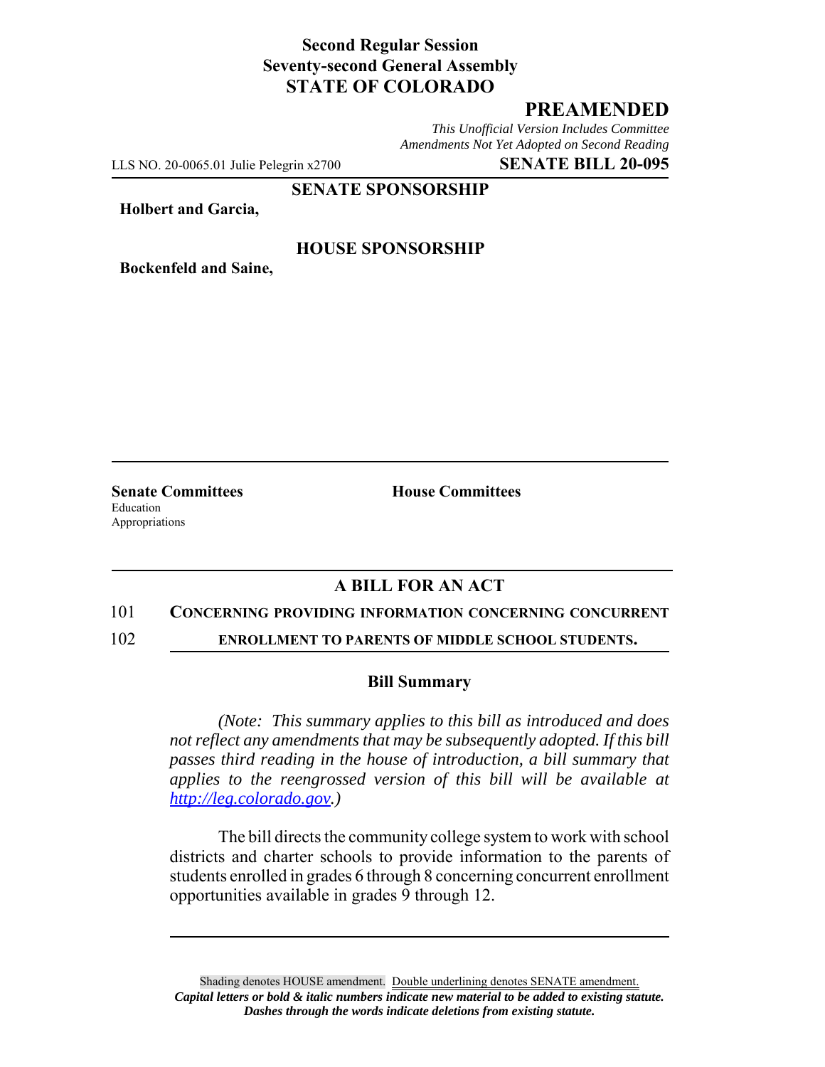**Second Regular Session**
**Seventy-second General Assembly**
**STATE OF COLORADO**

# PREAMENDED

*This Unofficial Version Includes Committee Amendments Not Yet Adopted on Second Reading*

LLS NO. 20-0065.01 Julie Pelegrin x2700 **SENATE BILL 20-095**

**SENATE SPONSORSHIP**

**Holbert and Garcia,**

**HOUSE SPONSORSHIP**

**Bockenfeld and Saine,**

**Senate Committees**
Education
Appropriations

**House Committees**

## A BILL FOR AN ACT

101 **CONCERNING PROVIDING INFORMATION CONCERNING CONCURRENT**
102 **ENROLLMENT TO PARENTS OF MIDDLE SCHOOL STUDENTS.**

### Bill Summary

*(Note: This summary applies to this bill as introduced and does not reflect any amendments that may be subsequently adopted. If this bill passes third reading in the house of introduction, a bill summary that applies to the reengrossed version of this bill will be available at http://leg.colorado.gov.)*

The bill directs the community college system to work with school districts and charter schools to provide information to the parents of students enrolled in grades 6 through 8 concerning concurrent enrollment opportunities available in grades 9 through 12.

Shading denotes HOUSE amendment. Double underlining denotes SENATE amendment.
*Capital letters or bold & italic numbers indicate new material to be added to existing statute.*
*Dashes through the words indicate deletions from existing statute.*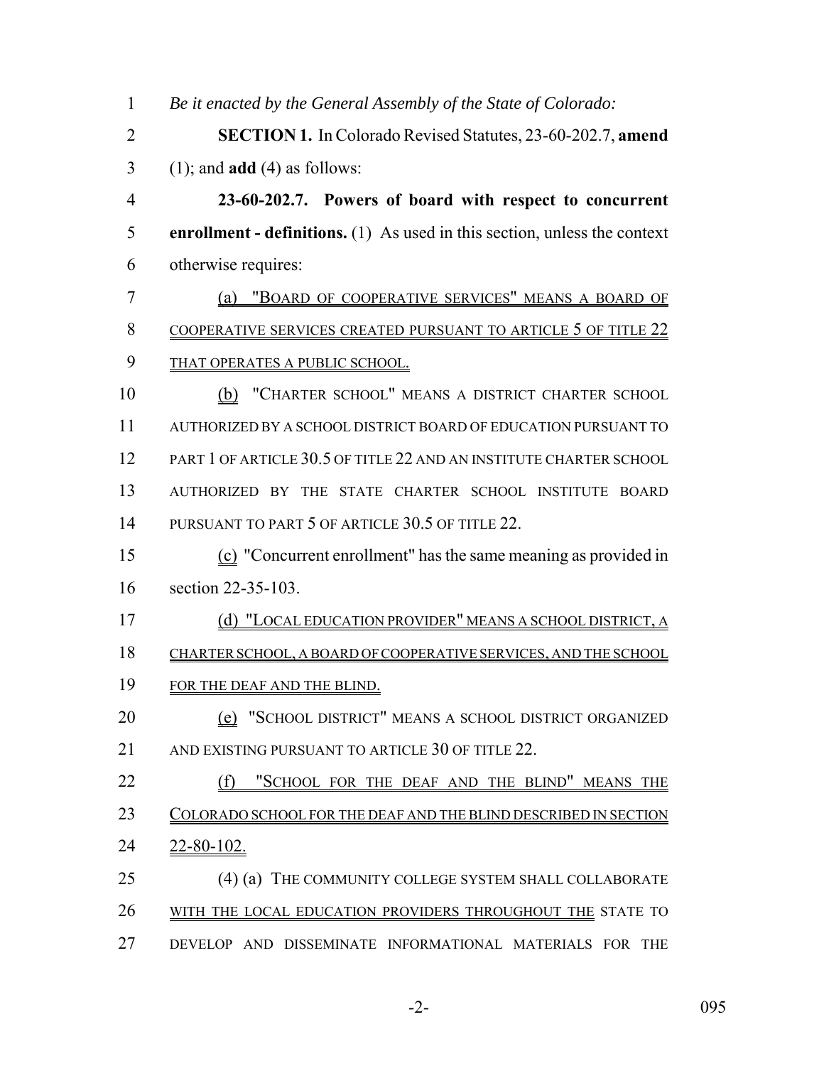*Be it enacted by the General Assembly of the State of Colorado:*

**SECTION 1.** In Colorado Revised Statutes, 23-60-202.7, **amend** (1); and **add** (4) as follows:

**23-60-202.7. Powers of board with respect to concurrent enrollment - definitions.** (1) As used in this section, unless the context otherwise requires:

(a) "BOARD OF COOPERATIVE SERVICES" MEANS A BOARD OF COOPERATIVE SERVICES CREATED PURSUANT TO ARTICLE 5 OF TITLE 22 THAT OPERATES A PUBLIC SCHOOL.

(b) "CHARTER SCHOOL" MEANS A DISTRICT CHARTER SCHOOL AUTHORIZED BY A SCHOOL DISTRICT BOARD OF EDUCATION PURSUANT TO PART 1 OF ARTICLE 30.5 OF TITLE 22 AND AN INSTITUTE CHARTER SCHOOL AUTHORIZED BY THE STATE CHARTER SCHOOL INSTITUTE BOARD PURSUANT TO PART 5 OF ARTICLE 30.5 OF TITLE 22.

(c) "Concurrent enrollment" has the same meaning as provided in section 22-35-103.

(d) "LOCAL EDUCATION PROVIDER" MEANS A SCHOOL DISTRICT, A CHARTER SCHOOL, A BOARD OF COOPERATIVE SERVICES, AND THE SCHOOL FOR THE DEAF AND THE BLIND.

(e) "SCHOOL DISTRICT" MEANS A SCHOOL DISTRICT ORGANIZED AND EXISTING PURSUANT TO ARTICLE 30 OF TITLE 22.

(f) "SCHOOL FOR THE DEAF AND THE BLIND" MEANS THE COLORADO SCHOOL FOR THE DEAF AND THE BLIND DESCRIBED IN SECTION 22-80-102.

(4) (a) THE COMMUNITY COLLEGE SYSTEM SHALL COLLABORATE WITH THE LOCAL EDUCATION PROVIDERS THROUGHOUT THE STATE TO DEVELOP AND DISSEMINATE INFORMATIONAL MATERIALS FOR THE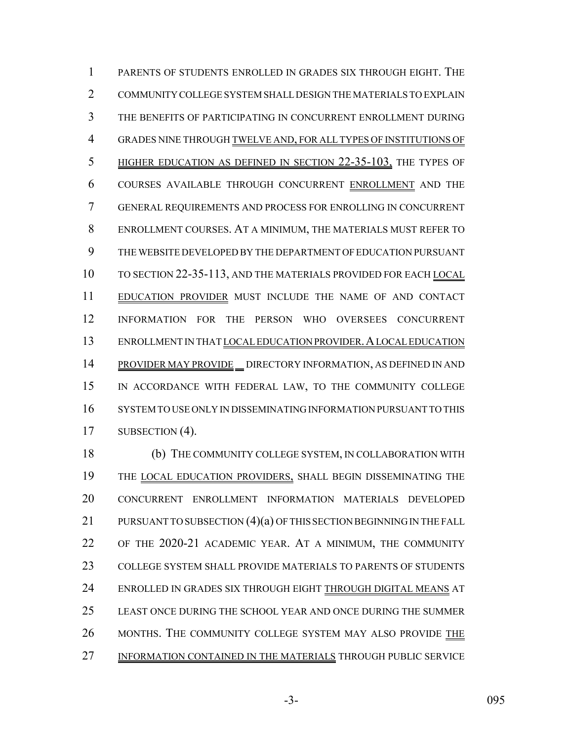PARENTS OF STUDENTS ENROLLED IN GRADES SIX THROUGH EIGHT. THE COMMUNITY COLLEGE SYSTEM SHALL DESIGN THE MATERIALS TO EXPLAIN THE BENEFITS OF PARTICIPATING IN CONCURRENT ENROLLMENT DURING GRADES NINE THROUGH TWELVE AND, FOR ALL TYPES OF INSTITUTIONS OF HIGHER EDUCATION AS DEFINED IN SECTION 22-35-103, THE TYPES OF COURSES AVAILABLE THROUGH CONCURRENT ENROLLMENT AND THE GENERAL REQUIREMENTS AND PROCESS FOR ENROLLING IN CONCURRENT ENROLLMENT COURSES. AT A MINIMUM, THE MATERIALS MUST REFER TO THE WEBSITE DEVELOPED BY THE DEPARTMENT OF EDUCATION PURSUANT TO SECTION 22-35-113, AND THE MATERIALS PROVIDED FOR EACH LOCAL EDUCATION PROVIDER MUST INCLUDE THE NAME OF AND CONTACT INFORMATION FOR THE PERSON WHO OVERSEES CONCURRENT ENROLLMENT IN THAT LOCAL EDUCATION PROVIDER. A LOCAL EDUCATION PROVIDER MAY PROVIDE DIRECTORY INFORMATION, AS DEFINED IN AND IN ACCORDANCE WITH FEDERAL LAW, TO THE COMMUNITY COLLEGE SYSTEM TO USE ONLY IN DISSEMINATING INFORMATION PURSUANT TO THIS SUBSECTION (4).

(b) THE COMMUNITY COLLEGE SYSTEM, IN COLLABORATION WITH THE LOCAL EDUCATION PROVIDERS, SHALL BEGIN DISSEMINATING THE CONCURRENT ENROLLMENT INFORMATION MATERIALS DEVELOPED PURSUANT TO SUBSECTION (4)(a) OF THIS SECTION BEGINNING IN THE FALL OF THE 2020-21 ACADEMIC YEAR. AT A MINIMUM, THE COMMUNITY COLLEGE SYSTEM SHALL PROVIDE MATERIALS TO PARENTS OF STUDENTS ENROLLED IN GRADES SIX THROUGH EIGHT THROUGH DIGITAL MEANS AT LEAST ONCE DURING THE SCHOOL YEAR AND ONCE DURING THE SUMMER MONTHS. THE COMMUNITY COLLEGE SYSTEM MAY ALSO PROVIDE THE INFORMATION CONTAINED IN THE MATERIALS THROUGH PUBLIC SERVICE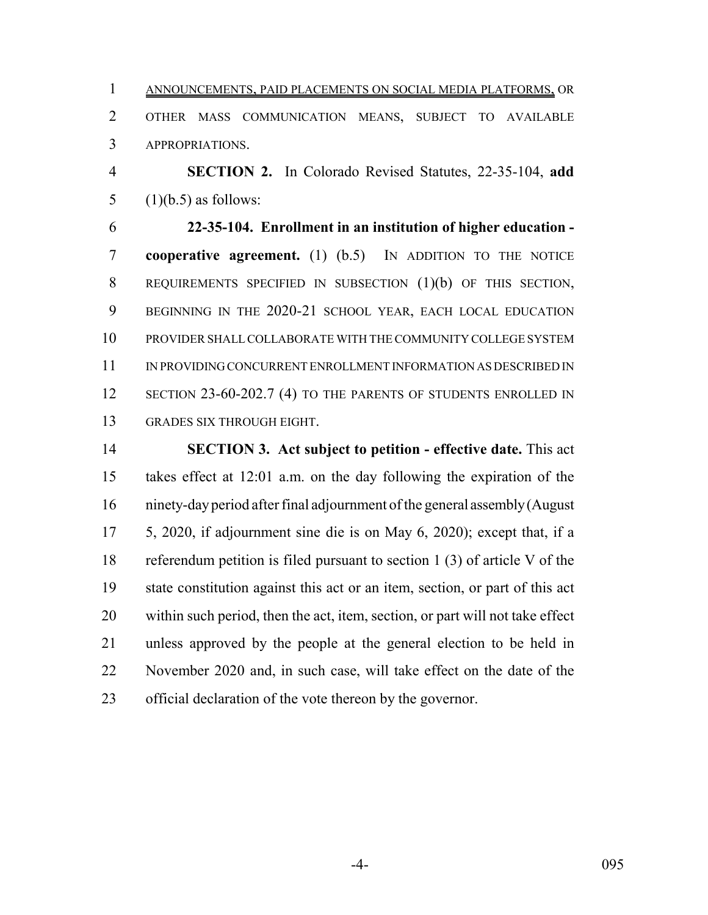ANNOUNCEMENTS, PAID PLACEMENTS ON SOCIAL MEDIA PLATFORMS, OR OTHER MASS COMMUNICATION MEANS, SUBJECT TO AVAILABLE APPROPRIATIONS.

**SECTION 2.** In Colorado Revised Statutes, 22-35-104, **add** (1)(b.5) as follows:

**22-35-104. Enrollment in an institution of higher education - cooperative agreement.** (1) (b.5) IN ADDITION TO THE NOTICE REQUIREMENTS SPECIFIED IN SUBSECTION (1)(b) OF THIS SECTION, BEGINNING IN THE 2020-21 SCHOOL YEAR, EACH LOCAL EDUCATION PROVIDER SHALL COLLABORATE WITH THE COMMUNITY COLLEGE SYSTEM IN PROVIDING CONCURRENT ENROLLMENT INFORMATION AS DESCRIBED IN SECTION 23-60-202.7 (4) TO THE PARENTS OF STUDENTS ENROLLED IN GRADES SIX THROUGH EIGHT.

**SECTION 3. Act subject to petition - effective date.** This act takes effect at 12:01 a.m. on the day following the expiration of the ninety-day period after final adjournment of the general assembly (August 5, 2020, if adjournment sine die is on May 6, 2020); except that, if a referendum petition is filed pursuant to section 1 (3) of article V of the state constitution against this act or an item, section, or part of this act within such period, then the act, item, section, or part will not take effect unless approved by the people at the general election to be held in November 2020 and, in such case, will take effect on the date of the official declaration of the vote thereon by the governor.